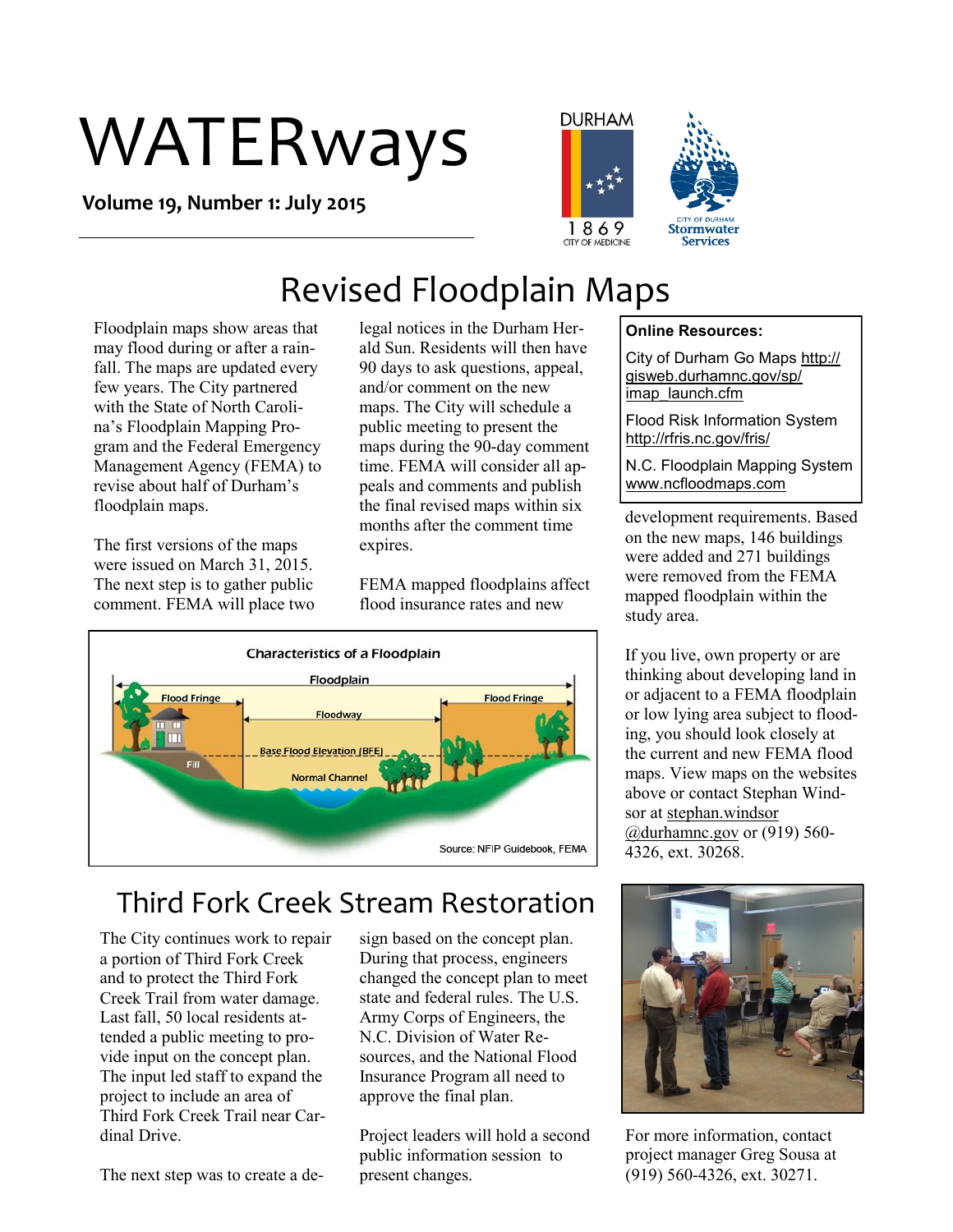# WATERways

**Volume 19, Number 1: July 2015**

## Revised Floodplain Maps

Floodplain maps show areas that may flood during or after a rainfall. The maps are updated every few years. The City partnered with the State of North Carolina's Floodplain Mapping Program and the Federal Emergency Management Agency (FEMA) to revise about half of Durham's floodplain maps.

The first versions of the maps were issued on March 31, 2015. The next step is to gather public comment. FEMA will place two legal notices in the Durham Herald Sun. Residents will then have 90 days to ask questions, appeal, and/or comment on the new maps. The City will schedule a public meeting to present the maps during the 90-day comment time. FEMA will consider all appeals and comments and publish the final revised maps within six months after the comment time expires.

FEMA mapped floodplains affect flood insurance rates and new development requirements. Based on the new maps, 146 buildings were added and 271 buildings were removed from the FEMA mapped floodplain within the study area.

**Online Resources:**

City of Durham Go Maps http://gisweb.durhamnc.gov/sp/imap_launch.cfm

Flood Risk Information System http://rfris.nc.gov/fris/

N.C. Floodplain Mapping System www.ncfloodmaps.com

**Characteristics of a Floodplain**

Floodplain — Flood Fringe — Floodway — Flood Fringe — Base Flood Elevation (BFE) — Fill — Normal Channel

Source: NFIP Guidebook, FEMA

If you live, own property or are thinking about developing land in or adjacent to a FEMA floodplain or low lying area subject to flooding, you should look closely at the current and new FEMA flood maps. View maps on the websites above or contact Stephan Windsor at stephan.windsor@durhamnc.gov or (919) 560-4326, ext. 30268.

## Third Fork Creek Stream Restoration

The City continues work to repair a portion of Third Fork Creek and to protect the Third Fork Creek Trail from water damage. Last fall, 50 local residents attended a public meeting to provide input on the concept plan. The input led staff to expand the project to include an area of Third Fork Creek Trail near Cardinal Drive.

The next step was to create a design based on the concept plan. During that process, engineers changed the concept plan to meet state and federal rules. The U.S. Army Corps of Engineers, the N.C. Division of Water Resources, and the National Flood Insurance Program all need to approve the final plan.

Project leaders will hold a second public information session to present changes.

For more information, contact project manager Greg Sousa at (919) 560-4326, ext. 30271.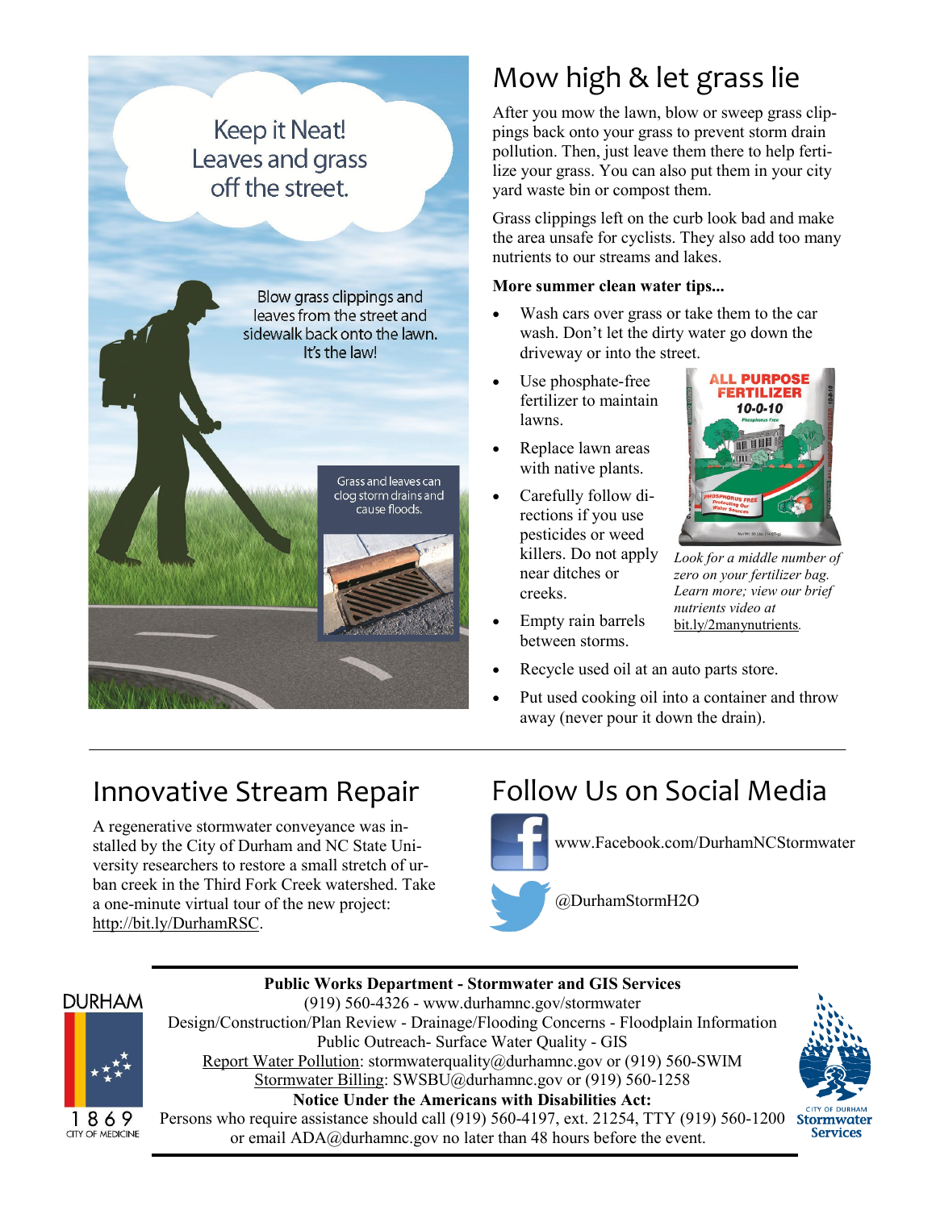Keep it Neat! Leaves and grass off the street.

Blow grass clippings and leaves from the street and sidewalk back onto the lawn. It's the law!

Grass and leaves can clog storm drains and cause floods.

## Mow high & let grass lie

After you mow the lawn, blow or sweep grass clippings back onto your grass to prevent storm drain pollution. Then, just leave them there to help fertilize your grass. You can also put them in your city yard waste bin or compost them.

Grass clippings left on the curb look bad and make the area unsafe for cyclists. They also add too many nutrients to our streams and lakes.

**More summer clean water tips...**

- Wash cars over grass or take them to the car wash. Don't let the dirty water go down the driveway or into the street.
- Use phosphate-free fertilizer to maintain lawns.
- Replace lawn areas with native plants.
- Carefully follow directions if you use pesticides or weed killers. Do not apply near ditches or creeks.
- Empty rain barrels between storms.
- Recycle used oil at an auto parts store.
- Put used cooking oil into a container and throw away (never pour it down the drain).

ALL PURPOSE FERTILIZER 10-0-10

*Look for a middle number of zero on your fertilizer bag. Learn more; view our brief nutrients video at* bit.ly/2manynutrients.

## Innovative Stream Repair

A regenerative stormwater conveyance was installed by the City of Durham and NC State University researchers to restore a small stretch of urban creek in the Third Fork Creek watershed. Take a one-minute virtual tour of the new project: http://bit.ly/DurhamRSC.

## Follow Us on Social Media

www.Facebook.com/DurhamNCStormwater

@DurhamStormH2O

---

DURHAM 1869 CITY OF MEDICINE

**Public Works Department - Stormwater and GIS Services**
(919) 560-4326 - www.durhamnc.gov/stormwater
Design/Construction/Plan Review - Drainage/Flooding Concerns - Floodplain Information
Public Outreach- Surface Water Quality - GIS
Report Water Pollution: stormwaterquality@durhamnc.gov or (919) 560-SWIM
Stormwater Billing: SWSBU@durhamnc.gov or (919) 560-1258
**Notice Under the Americans with Disabilities Act:**
Persons who require assistance should call (919) 560-4197, ext. 21254, TTY (919) 560-1200 or email ADA@durhamnc.gov no later than 48 hours before the event.

CITY OF DURHAM Stormwater Services